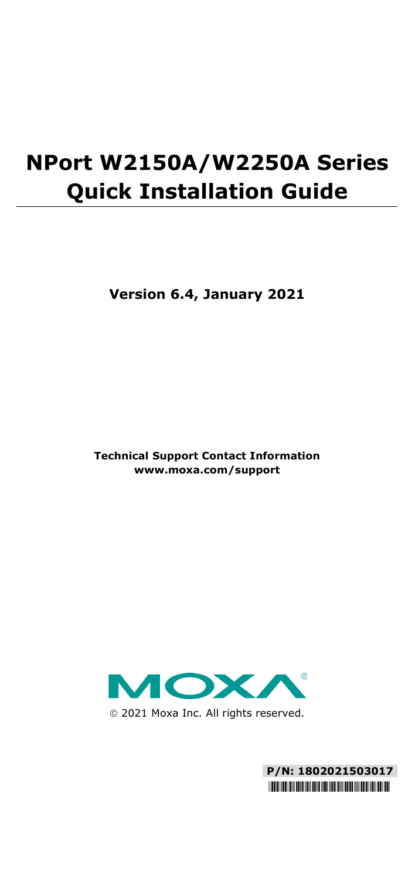# NPort W2150A/W2250A Series Quick Installation Guide

**Version 6.4, January 2021**

**Technical Support Contact Information**
**www.moxa.com/support**

© 2021 Moxa Inc. All rights reserved.

**P/N: 1802021503017**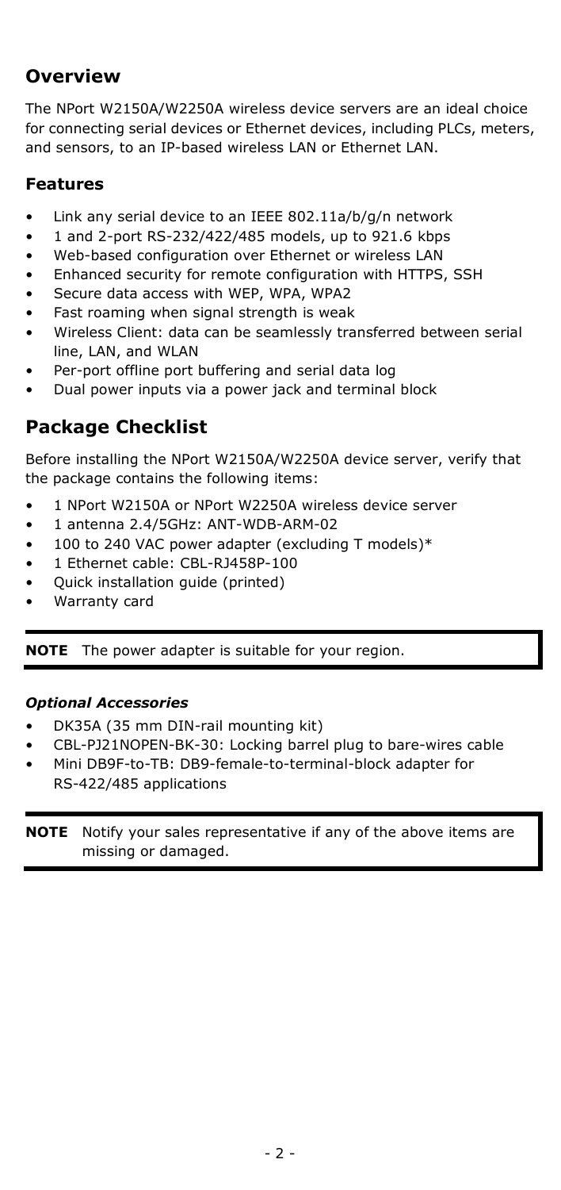## Overview

The NPort W2150A/W2250A wireless device servers are an ideal choice for connecting serial devices or Ethernet devices, including PLCs, meters, and sensors, to an IP-based wireless LAN or Ethernet LAN.

### Features

- Link any serial device to an IEEE 802.11a/b/g/n network
- 1 and 2-port RS-232/422/485 models, up to 921.6 kbps
- Web-based configuration over Ethernet or wireless LAN
- Enhanced security for remote configuration with HTTPS, SSH
- Secure data access with WEP, WPA, WPA2
- Fast roaming when signal strength is weak
- Wireless Client: data can be seamlessly transferred between serial line, LAN, and WLAN
- Per-port offline port buffering and serial data log
- Dual power inputs via a power jack and terminal block

## Package Checklist

Before installing the NPort W2150A/W2250A device server, verify that the package contains the following items:

- 1 NPort W2150A or NPort W2250A wireless device server
- 1 antenna 2.4/5GHz: ANT-WDB-ARM-02
- 100 to 240 VAC power adapter (excluding T models)*
- 1 Ethernet cable: CBL-RJ458P-100
- Quick installation guide (printed)
- Warranty card

**NOTE** The power adapter is suitable for your region.

#### *Optional Accessories*

- DK35A (35 mm DIN-rail mounting kit)
- CBL-PJ21NOPEN-BK-30: Locking barrel plug to bare-wires cable
- Mini DB9F-to-TB: DB9-female-to-terminal-block adapter for RS-422/485 applications

**NOTE** Notify your sales representative if any of the above items are missing or damaged.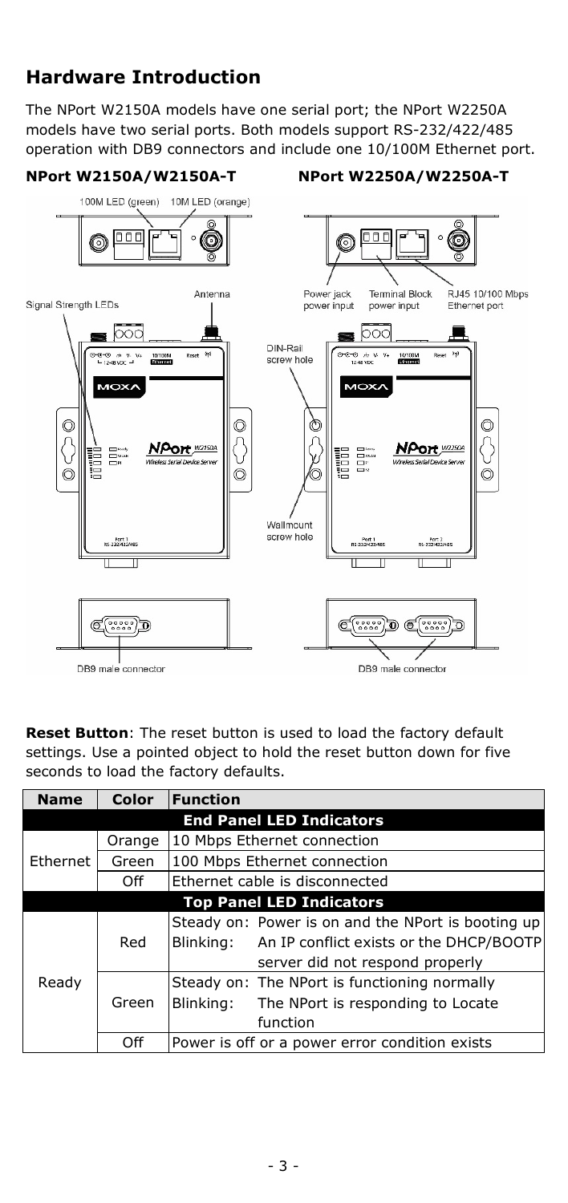## Hardware Introduction

The NPort W2150A models have one serial port; the NPort W2250A models have two serial ports. Both models support RS-232/422/485 operation with DB9 connectors and include one 10/100M Ethernet port.

**NPort W2150A/W2150A-T** **NPort W2250A/W2250A-T**

**Reset Button**: The reset button is used to load the factory default settings. Use a pointed object to hold the reset button down for five seconds to load the factory defaults.

| Name | Color | Function |
|---|---|---|
| **End Panel LED Indicators** | | |
| Ethernet | Orange | 10 Mbps Ethernet connection |
| | Green | 100 Mbps Ethernet connection |
| | Off | Ethernet cable is disconnected |
| **Top Panel LED Indicators** | | |
| Ready | Red | Steady on: Power is on and the NPort is booting up<br>Blinking: An IP conflict exists or the DHCP/BOOTP server did not respond properly |
| | Green | Steady on: The NPort is functioning normally<br>Blinking: The NPort is responding to Locate function |
| | Off | Power is off or a power error condition exists |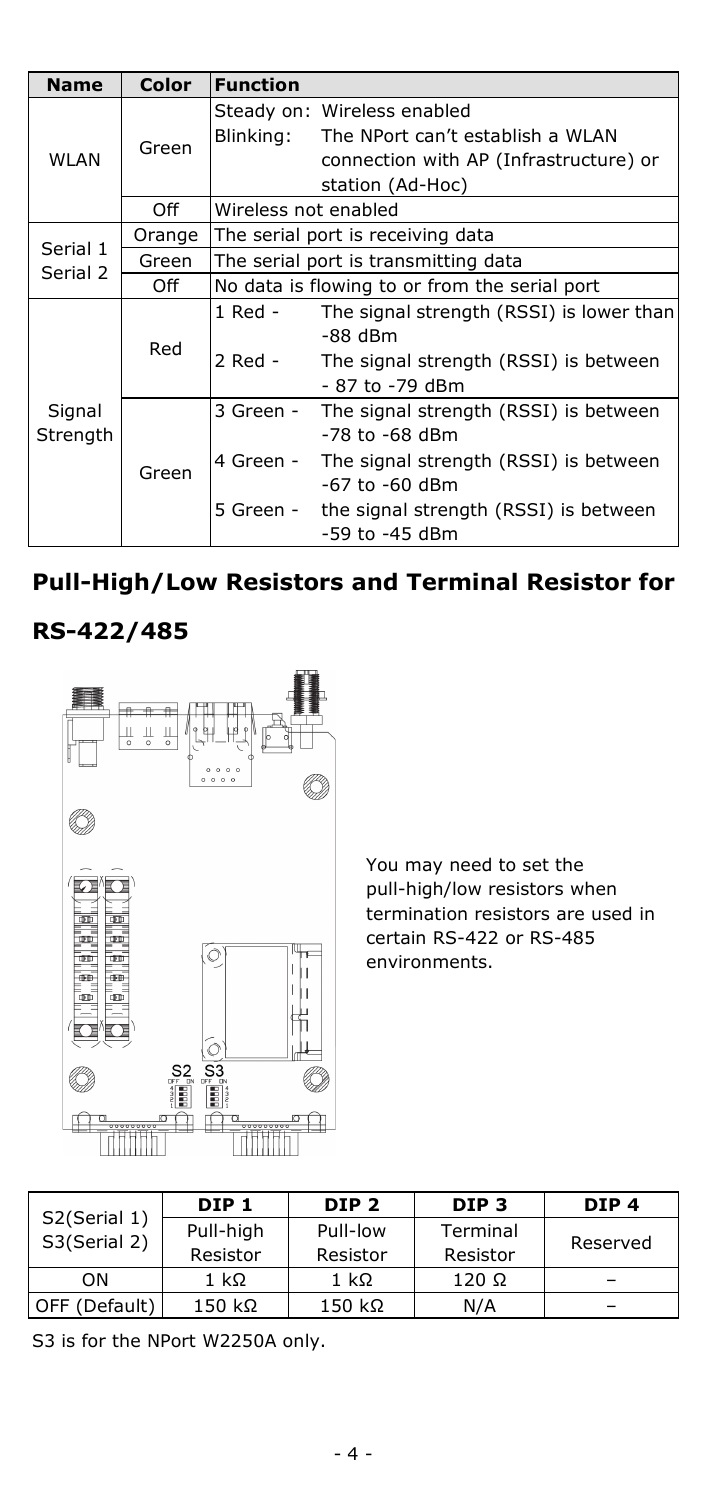| Name | Color | Function |
|---|---|---|
| WLAN | Green | Steady on: Wireless enabled<br>Blinking: The NPort can't establish a WLAN connection with AP (Infrastructure) or station (Ad-Hoc) |
| | Off | Wireless not enabled |
| Serial 1<br>Serial 2 | Orange | The serial port is receiving data |
| | Green | The serial port is transmitting data |
| | Off | No data is flowing to or from the serial port |
| Signal Strength | Red | 1 Red - The signal strength (RSSI) is lower than -88 dBm<br>2 Red - The signal strength (RSSI) is between - 87 to -79 dBm |
| | Green | 3 Green - The signal strength (RSSI) is between -78 to -68 dBm<br>4 Green - The signal strength (RSSI) is between -67 to -60 dBm<br>5 Green - the signal strength (RSSI) is between -59 to -45 dBm |

## Pull-High/Low Resistors and Terminal Resistor for RS-422/485

You may need to set the pull-high/low resistors when termination resistors are used in certain RS-422 or RS-485 environments.

| S2(Serial 1)<br>S3(Serial 2) | DIP 1 | DIP 2 | DIP 3 | DIP 4 |
|---|---|---|---|---|
| | Pull-high Resistor | Pull-low Resistor | Terminal Resistor | Reserved |
| ON | 1 kΩ | 1 kΩ | 120 Ω | – |
| OFF (Default) | 150 kΩ | 150 kΩ | N/A | – |

S3 is for the NPort W2250A only.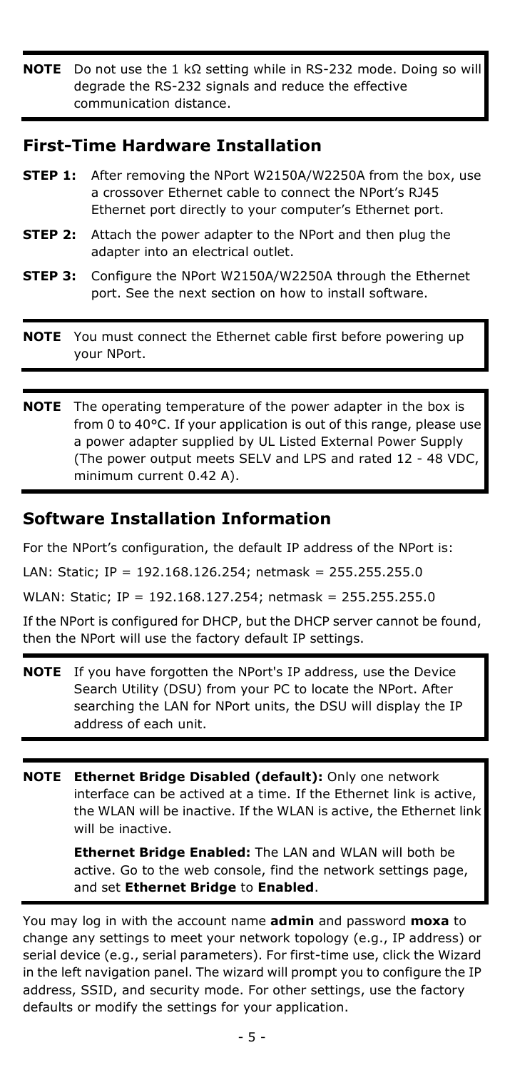**NOTE** Do not use the 1 kΩ setting while in RS-232 mode. Doing so will degrade the RS-232 signals and reduce the effective communication distance.

## First-Time Hardware Installation

**STEP 1:** After removing the NPort W2150A/W2250A from the box, use a crossover Ethernet cable to connect the NPort's RJ45 Ethernet port directly to your computer's Ethernet port.

**STEP 2:** Attach the power adapter to the NPort and then plug the adapter into an electrical outlet.

**STEP 3:** Configure the NPort W2150A/W2250A through the Ethernet port. See the next section on how to install software.

**NOTE** You must connect the Ethernet cable first before powering up your NPort.

**NOTE** The operating temperature of the power adapter in the box is from 0 to 40°C. If your application is out of this range, please use a power adapter supplied by UL Listed External Power Supply (The power output meets SELV and LPS and rated 12 - 48 VDC, minimum current 0.42 A).

## Software Installation Information

For the NPort's configuration, the default IP address of the NPort is:

LAN: Static; IP = 192.168.126.254; netmask = 255.255.255.0

WLAN: Static; IP = 192.168.127.254; netmask = 255.255.255.0

If the NPort is configured for DHCP, but the DHCP server cannot be found, then the NPort will use the factory default IP settings.

**NOTE** If you have forgotten the NPort's IP address, use the Device Search Utility (DSU) from your PC to locate the NPort. After searching the LAN for NPort units, the DSU will display the IP address of each unit.

**NOTE** **Ethernet Bridge Disabled (default):** Only one network interface can be actived at a time. If the Ethernet link is active, the WLAN will be inactive. If the WLAN is active, the Ethernet link will be inactive.

**Ethernet Bridge Enabled:** The LAN and WLAN will both be active. Go to the web console, find the network settings page, and set **Ethernet Bridge** to **Enabled**.

You may log in with the account name **admin** and password **moxa** to change any settings to meet your network topology (e.g., IP address) or serial device (e.g., serial parameters). For first-time use, click the Wizard in the left navigation panel. The wizard will prompt you to configure the IP address, SSID, and security mode. For other settings, use the factory defaults or modify the settings for your application.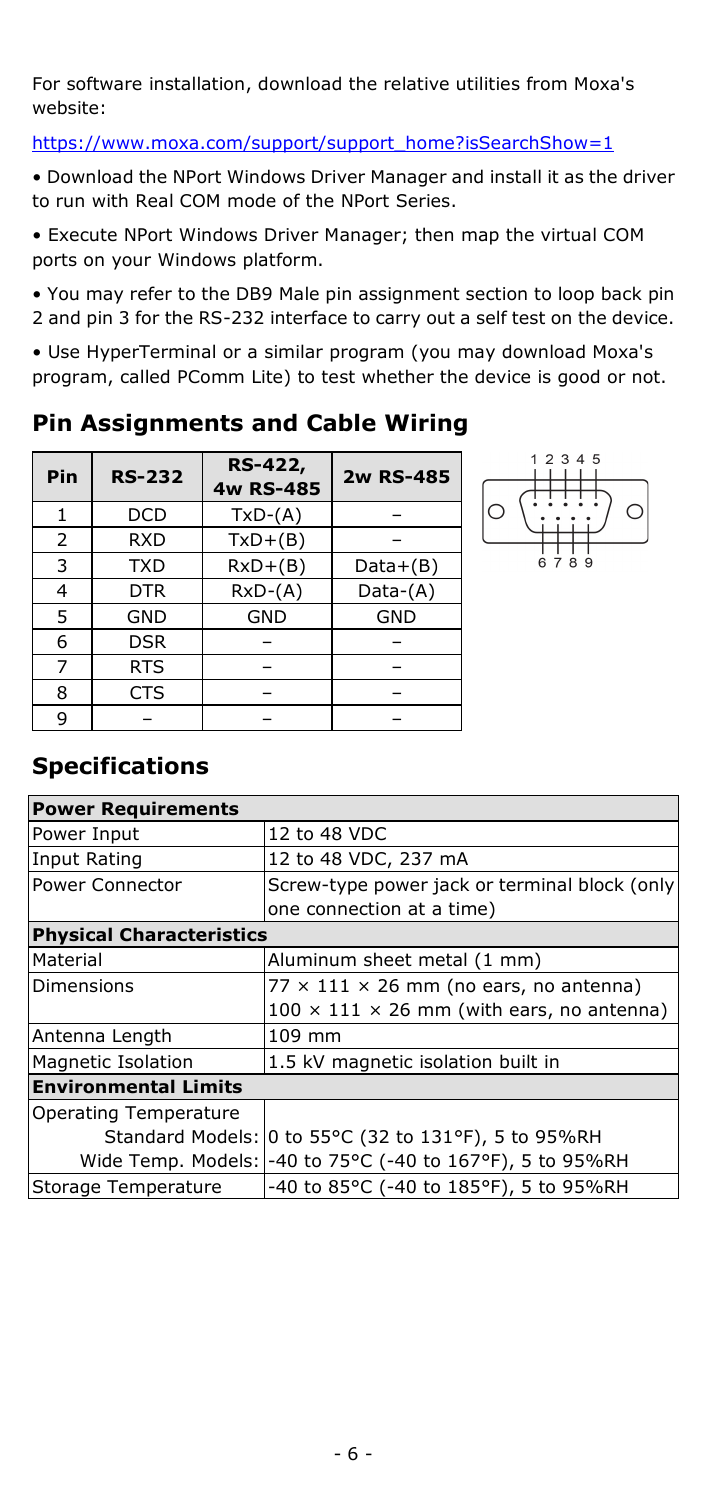For software installation, download the relative utilities from Moxa's website:

https://www.moxa.com/support/support_home?isSearchShow=1

• Download the NPort Windows Driver Manager and install it as the driver to run with Real COM mode of the NPort Series.

• Execute NPort Windows Driver Manager; then map the virtual COM ports on your Windows platform.

• You may refer to the DB9 Male pin assignment section to loop back pin 2 and pin 3 for the RS-232 interface to carry out a self test on the device.

• Use HyperTerminal or a similar program (you may download Moxa's program, called PComm Lite) to test whether the device is good or not.

## Pin Assignments and Cable Wiring

| Pin | RS-232 | RS-422, 4w RS-485 | 2w RS-485 |
|---|---|---|---|
| 1 | DCD | TxD-(A) | – |
| 2 | RXD | TxD+(B) | – |
| 3 | TXD | RxD+(B) | Data+(B) |
| 4 | DTR | RxD-(A) | Data-(A) |
| 5 | GND | GND | GND |
| 6 | DSR | – | – |
| 7 | RTS | – | – |
| 8 | CTS | – | – |
| 9 | – | – | – |

1 2 3 4 5
6 7 8 9

## Specifications

| | |
|---|---|
| **Power Requirements** | |
| Power Input | 12 to 48 VDC |
| Input Rating | 12 to 48 VDC, 237 mA |
| Power Connector | Screw-type power jack or terminal block (only one connection at a time) |
| **Physical Characteristics** | |
| Material | Aluminum sheet metal (1 mm) |
| Dimensions | 77 × 111 × 26 mm (no ears, no antenna)<br>100 × 111 × 26 mm (with ears, no antenna) |
| Antenna Length | 109 mm |
| Magnetic Isolation | 1.5 kV magnetic isolation built in |
| **Environmental Limits** | |
| Operating Temperature | |
| Standard Models: | 0 to 55°C (32 to 131°F), 5 to 95%RH |
| Wide Temp. Models: | -40 to 75°C (-40 to 167°F), 5 to 95%RH |
| Storage Temperature | -40 to 85°C (-40 to 185°F), 5 to 95%RH |